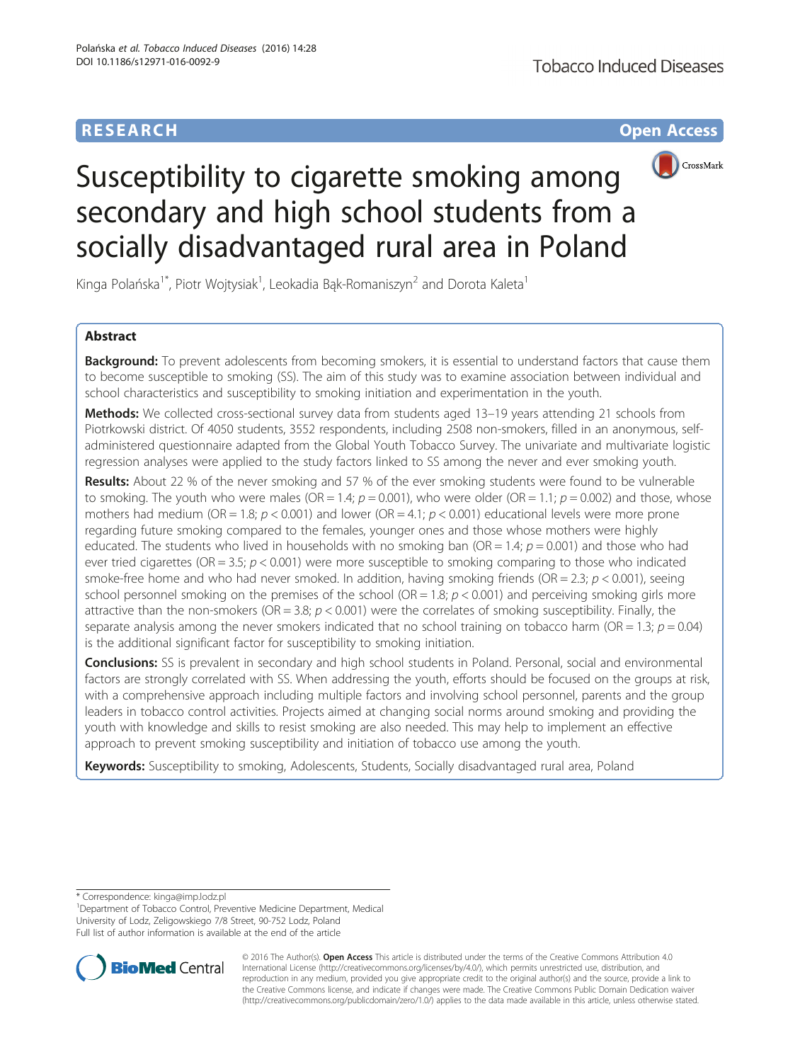RESEARCH

Open Access

# Susceptibility to cigarette smoking among secondary and high school students from a socially disadvantaged rural area in Poland

Kinga Polańska[1*], Piotr Wojtysiak[1], Leokadia Bąk-Romaniszyn[2] and Dorota Kaleta[1]

## Abstract

**Background:** To prevent adolescents from becoming smokers, it is essential to understand factors that cause them to become susceptible to smoking (SS). The aim of this study was to examine association between individual and school characteristics and susceptibility to smoking initiation and experimentation in the youth.

**Methods:** We collected cross-sectional survey data from students aged 13–19 years attending 21 schools from Piotrkowski district. Of 4050 students, 3552 respondents, including 2508 non-smokers, filled in an anonymous, self-administered questionnaire adapted from the Global Youth Tobacco Survey. The univariate and multivariate logistic regression analyses were applied to the study factors linked to SS among the never and ever smoking youth.

**Results:** About 22 % of the never smoking and 57 % of the ever smoking students were found to be vulnerable to smoking. The youth who were males (OR = 1.4; $p = 0.001$), who were older (OR = 1.1; $p = 0.002$) and those, whose mothers had medium (OR = 1.8; $p < 0.001$) and lower (OR = 4.1; $p < 0.001$) educational levels were more prone regarding future smoking compared to the females, younger ones and those whose mothers were highly educated. The students who lived in households with no smoking ban (OR = 1.4; $p = 0.001$) and those who had ever tried cigarettes (OR = 3.5; $p < 0.001$) were more susceptible to smoking comparing to those who indicated smoke-free home and who had never smoked. In addition, having smoking friends (OR = 2.3; $p < 0.001$), seeing school personnel smoking on the premises of the school (OR = 1.8; $p < 0.001$) and perceiving smoking girls more attractive than the non-smokers (OR = 3.8; $p < 0.001$) were the correlates of smoking susceptibility. Finally, the separate analysis among the never smokers indicated that no school training on tobacco harm (OR = 1.3; $p = 0.04$) is the additional significant factor for susceptibility to smoking initiation.

**Conclusions:** SS is prevalent in secondary and high school students in Poland. Personal, social and environmental factors are strongly correlated with SS. When addressing the youth, efforts should be focused on the groups at risk, with a comprehensive approach including multiple factors and involving school personnel, parents and the group leaders in tobacco control activities. Projects aimed at changing social norms around smoking and providing the youth with knowledge and skills to resist smoking are also needed. This may help to implement an effective approach to prevent smoking susceptibility and initiation of tobacco use among the youth.

**Keywords:** Susceptibility to smoking, Adolescents, Students, Socially disadvantaged rural area, Poland

\* Correspondence: kinga@imp.lodz.pl
[1]Department of Tobacco Control, Preventive Medicine Department, Medical University of Lodz, Zeligowskiego 7/8 Street, 90-752 Lodz, Poland
Full list of author information is available at the end of the article

© 2016 The Author(s). **Open Access** This article is distributed under the terms of the Creative Commons Attribution 4.0 International License (http://creativecommons.org/licenses/by/4.0/), which permits unrestricted use, distribution, and reproduction in any medium, provided you give appropriate credit to the original author(s) and the source, provide a link to the Creative Commons license, and indicate if changes were made. The Creative Commons Public Domain Dedication waiver (http://creativecommons.org/publicdomain/zero/1.0/) applies to the data made available in this article, unless otherwise stated.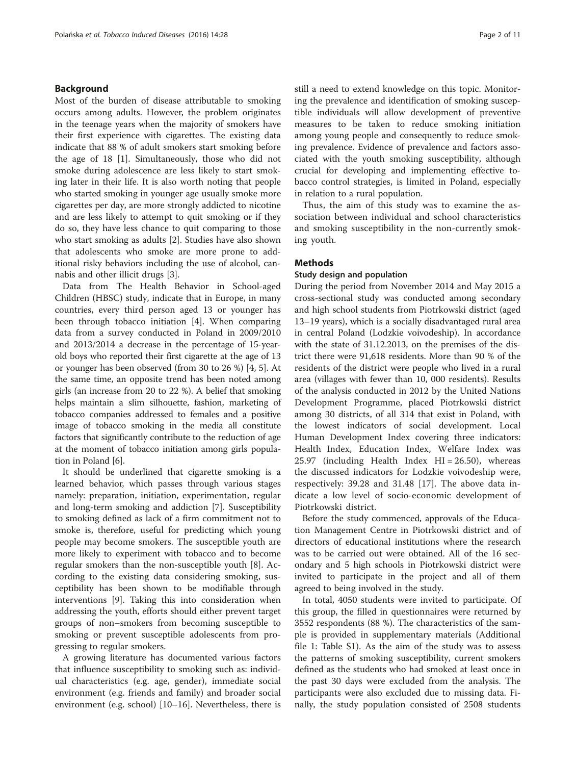## Background

Most of the burden of disease attributable to smoking occurs among adults. However, the problem originates in the teenage years when the majority of smokers have their first experience with cigarettes. The existing data indicate that 88 % of adult smokers start smoking before the age of 18 [1]. Simultaneously, those who did not smoke during adolescence are less likely to start smoking later in their life. It is also worth noting that people who started smoking in younger age usually smoke more cigarettes per day, are more strongly addicted to nicotine and are less likely to attempt to quit smoking or if they do so, they have less chance to quit comparing to those who start smoking as adults [2]. Studies have also shown that adolescents who smoke are more prone to additional risky behaviors including the use of alcohol, cannabis and other illicit drugs [3].

Data from The Health Behavior in School-aged Children (HBSC) study, indicate that in Europe, in many countries, every third person aged 13 or younger has been through tobacco initiation [4]. When comparing data from a survey conducted in Poland in 2009/2010 and 2013/2014 a decrease in the percentage of 15-year-old boys who reported their first cigarette at the age of 13 or younger has been observed (from 30 to 26 %) [4, 5]. At the same time, an opposite trend has been noted among girls (an increase from 20 to 22 %). A belief that smoking helps maintain a slim silhouette, fashion, marketing of tobacco companies addressed to females and a positive image of tobacco smoking in the media all constitute factors that significantly contribute to the reduction of age at the moment of tobacco initiation among girls population in Poland [6].

It should be underlined that cigarette smoking is a learned behavior, which passes through various stages namely: preparation, initiation, experimentation, regular and long-term smoking and addiction [7]. Susceptibility to smoking defined as lack of a firm commitment not to smoke is, therefore, useful for predicting which young people may become smokers. The susceptible youth are more likely to experiment with tobacco and to become regular smokers than the non-susceptible youth [8]. According to the existing data considering smoking, susceptibility has been shown to be modifiable through interventions [9]. Taking this into consideration when addressing the youth, efforts should either prevent target groups of non–smokers from becoming susceptible to smoking or prevent susceptible adolescents from progressing to regular smokers.

A growing literature has documented various factors that influence susceptibility to smoking such as: individual characteristics (e.g. age, gender), immediate social environment (e.g. friends and family) and broader social environment (e.g. school) [10–16]. Nevertheless, there is still a need to extend knowledge on this topic. Monitoring the prevalence and identification of smoking susceptible individuals will allow development of preventive measures to be taken to reduce smoking initiation among young people and consequently to reduce smoking prevalence. Evidence of prevalence and factors associated with the youth smoking susceptibility, although crucial for developing and implementing effective tobacco control strategies, is limited in Poland, especially in relation to a rural population.

Thus, the aim of this study was to examine the association between individual and school characteristics and smoking susceptibility in the non-currently smoking youth.

## Methods

### Study design and population

During the period from November 2014 and May 2015 a cross-sectional study was conducted among secondary and high school students from Piotrkowski district (aged 13–19 years), which is a socially disadvantaged rural area in central Poland (Lodzkie voivodeship). In accordance with the state of 31.12.2013, on the premises of the district there were 91,618 residents. More than 90 % of the residents of the district were people who lived in a rural area (villages with fewer than 10, 000 residents). Results of the analysis conducted in 2012 by the United Nations Development Programme, placed Piotrkowski district among 30 districts, of all 314 that exist in Poland, with the lowest indicators of social development. Local Human Development Index covering three indicators: Health Index, Education Index, Welfare Index was 25.97 (including Health Index HI = 26.50), whereas the discussed indicators for Lodzkie voivodeship were, respectively: 39.28 and 31.48 [17]. The above data indicate a low level of socio-economic development of Piotrkowski district.

Before the study commenced, approvals of the Education Management Centre in Piotrkowski district and of directors of educational institutions where the research was to be carried out were obtained. All of the 16 secondary and 5 high schools in Piotrkowski district were invited to participate in the project and all of them agreed to being involved in the study.

In total, 4050 students were invited to participate. Of this group, the filled in questionnaires were returned by 3552 respondents (88 %). The characteristics of the sample is provided in supplementary materials (Additional file 1: Table S1). As the aim of the study was to assess the patterns of smoking susceptibility, current smokers defined as the students who had smoked at least once in the past 30 days were excluded from the analysis. The participants were also excluded due to missing data. Finally, the study population consisted of 2508 students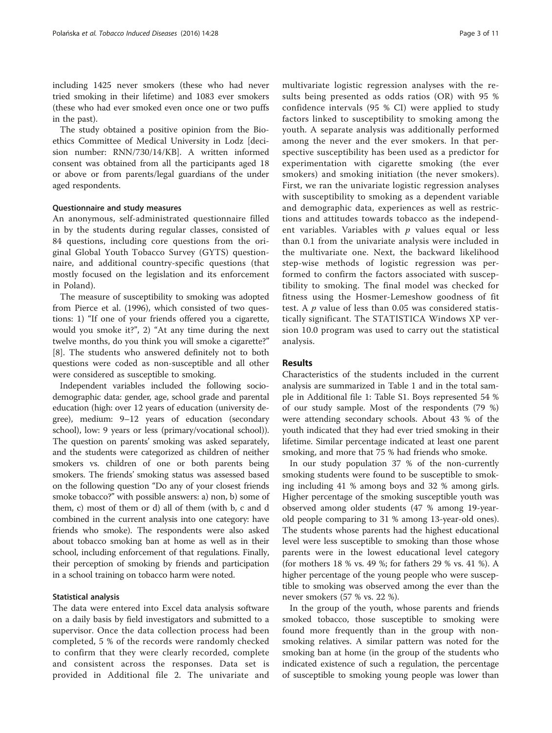including 1425 never smokers (these who had never tried smoking in their lifetime) and 1083 ever smokers (these who had ever smoked even once one or two puffs in the past).

The study obtained a positive opinion from the Bioethics Committee of Medical University in Lodz [decision number: RNN/730/14/KB]. A written informed consent was obtained from all the participants aged 18 or above or from parents/legal guardians of the under aged respondents.

#### Questionnaire and study measures

An anonymous, self-administrated questionnaire filled in by the students during regular classes, consisted of 84 questions, including core questions from the original Global Youth Tobacco Survey (GYTS) questionnaire, and additional country-specific questions (that mostly focused on the legislation and its enforcement in Poland).

The measure of susceptibility to smoking was adopted from Pierce et al. (1996), which consisted of two questions: 1) "If one of your friends offered you a cigarette, would you smoke it?", 2) "At any time during the next twelve months, do you think you will smoke a cigarette?" [8]. The students who answered definitely not to both questions were coded as non-susceptible and all other were considered as susceptible to smoking.

Independent variables included the following sociodemographic data: gender, age, school grade and parental education (high: over 12 years of education (university degree), medium: 9–12 years of education (secondary school), low: 9 years or less (primary/vocational school)). The question on parents' smoking was asked separately, and the students were categorized as children of neither smokers vs. children of one or both parents being smokers. The friends' smoking status was assessed based on the following question "Do any of your closest friends smoke tobacco?" with possible answers: a) non, b) some of them, c) most of them or d) all of them (with b, c and d combined in the current analysis into one category: have friends who smoke). The respondents were also asked about tobacco smoking ban at home as well as in their school, including enforcement of that regulations. Finally, their perception of smoking by friends and participation in a school training on tobacco harm were noted.

#### Statistical analysis

The data were entered into Excel data analysis software on a daily basis by field investigators and submitted to a supervisor. Once the data collection process had been completed, 5 % of the records were randomly checked to confirm that they were clearly recorded, complete and consistent across the responses. Data set is provided in Additional file 2. The univariate and multivariate logistic regression analyses with the results being presented as odds ratios (OR) with 95 % confidence intervals (95 % CI) were applied to study factors linked to susceptibility to smoking among the youth. A separate analysis was additionally performed among the never and the ever smokers. In that perspective susceptibility has been used as a predictor for experimentation with cigarette smoking (the ever smokers) and smoking initiation (the never smokers). First, we ran the univariate logistic regression analyses with susceptibility to smoking as a dependent variable and demographic data, experiences as well as restrictions and attitudes towards tobacco as the independent variables. Variables with $p$ values equal or less than 0.1 from the univariate analysis were included in the multivariate one. Next, the backward likelihood step-wise methods of logistic regression was performed to confirm the factors associated with susceptibility to smoking. The final model was checked for fitness using the Hosmer-Lemeshow goodness of fit test. A $p$ value of less than 0.05 was considered statistically significant. The STATISTICA Windows XP version 10.0 program was used to carry out the statistical analysis.

## Results

Characteristics of the students included in the current analysis are summarized in Table 1 and in the total sample in Additional file 1: Table S1. Boys represented 54 % of our study sample. Most of the respondents (79 %) were attending secondary schools. About 43 % of the youth indicated that they had ever tried smoking in their lifetime. Similar percentage indicated at least one parent smoking, and more that 75 % had friends who smoke.

In our study population 37 % of the non-currently smoking students were found to be susceptible to smoking including 41 % among boys and 32 % among girls. Higher percentage of the smoking susceptible youth was observed among older students (47 % among 19-year-old people comparing to 31 % among 13-year-old ones). The students whose parents had the highest educational level were less susceptible to smoking than those whose parents were in the lowest educational level category (for mothers 18 % vs. 49 %; for fathers 29 % vs. 41 %). A higher percentage of the young people who were susceptible to smoking was observed among the ever than the never smokers (57 % vs. 22 %).

In the group of the youth, whose parents and friends smoked tobacco, those susceptible to smoking were found more frequently than in the group with non-smoking relatives. A similar pattern was noted for the smoking ban at home (in the group of the students who indicated existence of such a regulation, the percentage of susceptible to smoking young people was lower than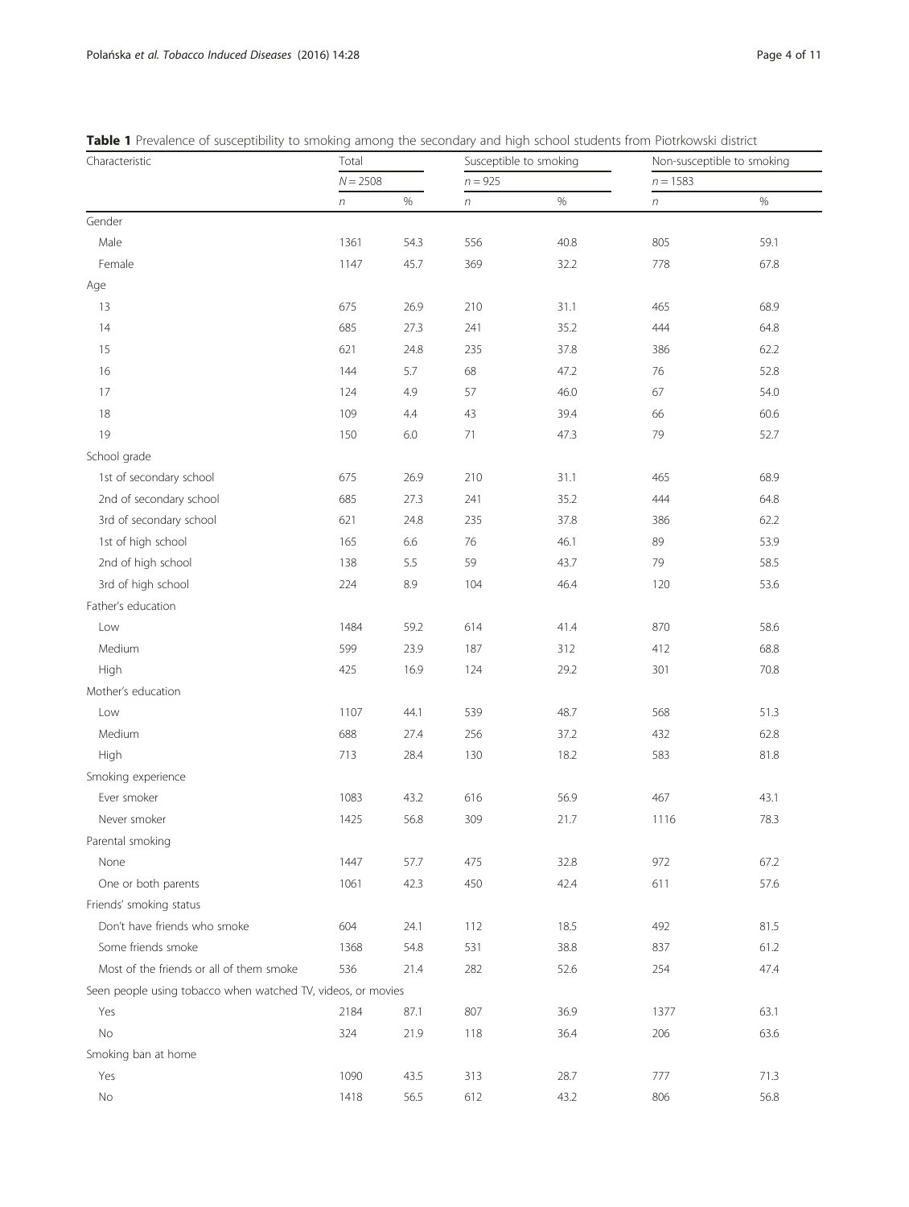**Table 1** Prevalence of susceptibility to smoking among the secondary and high school students from Piotrkowski district

| Characteristic | Total | | Susceptible to smoking | | Non-susceptible to smoking | |
|---|---|---|---|---|---|---|
| | $N = 2508$ | | $n = 925$ | | $n = 1583$ | |
| | *n* | % | *n* | % | *n* | % |
| Gender | | | | | | |
| Male | 1361 | 54.3 | 556 | 40.8 | 805 | 59.1 |
| Female | 1147 | 45.7 | 369 | 32.2 | 778 | 67.8 |
| Age | | | | | | |
| 13 | 675 | 26.9 | 210 | 31.1 | 465 | 68.9 |
| 14 | 685 | 27.3 | 241 | 35.2 | 444 | 64.8 |
| 15 | 621 | 24.8 | 235 | 37.8 | 386 | 62.2 |
| 16 | 144 | 5.7 | 68 | 47.2 | 76 | 52.8 |
| 17 | 124 | 4.9 | 57 | 46.0 | 67 | 54.0 |
| 18 | 109 | 4.4 | 43 | 39.4 | 66 | 60.6 |
| 19 | 150 | 6.0 | 71 | 47.3 | 79 | 52.7 |
| School grade | | | | | | |
| 1st of secondary school | 675 | 26.9 | 210 | 31.1 | 465 | 68.9 |
| 2nd of secondary school | 685 | 27.3 | 241 | 35.2 | 444 | 64.8 |
| 3rd of secondary school | 621 | 24.8 | 235 | 37.8 | 386 | 62.2 |
| 1st of high school | 165 | 6.6 | 76 | 46.1 | 89 | 53.9 |
| 2nd of high school | 138 | 5.5 | 59 | 43.7 | 79 | 58.5 |
| 3rd of high school | 224 | 8.9 | 104 | 46.4 | 120 | 53.6 |
| Father's education | | | | | | |
| Low | 1484 | 59.2 | 614 | 41.4 | 870 | 58.6 |
| Medium | 599 | 23.9 | 187 | 312 | 412 | 68.8 |
| High | 425 | 16.9 | 124 | 29.2 | 301 | 70.8 |
| Mother's education | | | | | | |
| Low | 1107 | 44.1 | 539 | 48.7 | 568 | 51.3 |
| Medium | 688 | 27.4 | 256 | 37.2 | 432 | 62.8 |
| High | 713 | 28.4 | 130 | 18.2 | 583 | 81.8 |
| Smoking experience | | | | | | |
| Ever smoker | 1083 | 43.2 | 616 | 56.9 | 467 | 43.1 |
| Never smoker | 1425 | 56.8 | 309 | 21.7 | 1116 | 78.3 |
| Parental smoking | | | | | | |
| None | 1447 | 57.7 | 475 | 32.8 | 972 | 67.2 |
| One or both parents | 1061 | 42.3 | 450 | 42.4 | 611 | 57.6 |
| Friends' smoking status | | | | | | |
| Don't have friends who smoke | 604 | 24.1 | 112 | 18.5 | 492 | 81.5 |
| Some friends smoke | 1368 | 54.8 | 531 | 38.8 | 837 | 61.2 |
| Most of the friends or all of them smoke | 536 | 21.4 | 282 | 52.6 | 254 | 47.4 |
| Seen people using tobacco when watched TV, videos, or movies | | | | | | |
| Yes | 2184 | 87.1 | 807 | 36.9 | 1377 | 63.1 |
| No | 324 | 21.9 | 118 | 36.4 | 206 | 63.6 |
| Smoking ban at home | | | | | | |
| Yes | 1090 | 43.5 | 313 | 28.7 | 777 | 71.3 |
| No | 1418 | 56.5 | 612 | 43.2 | 806 | 56.8 |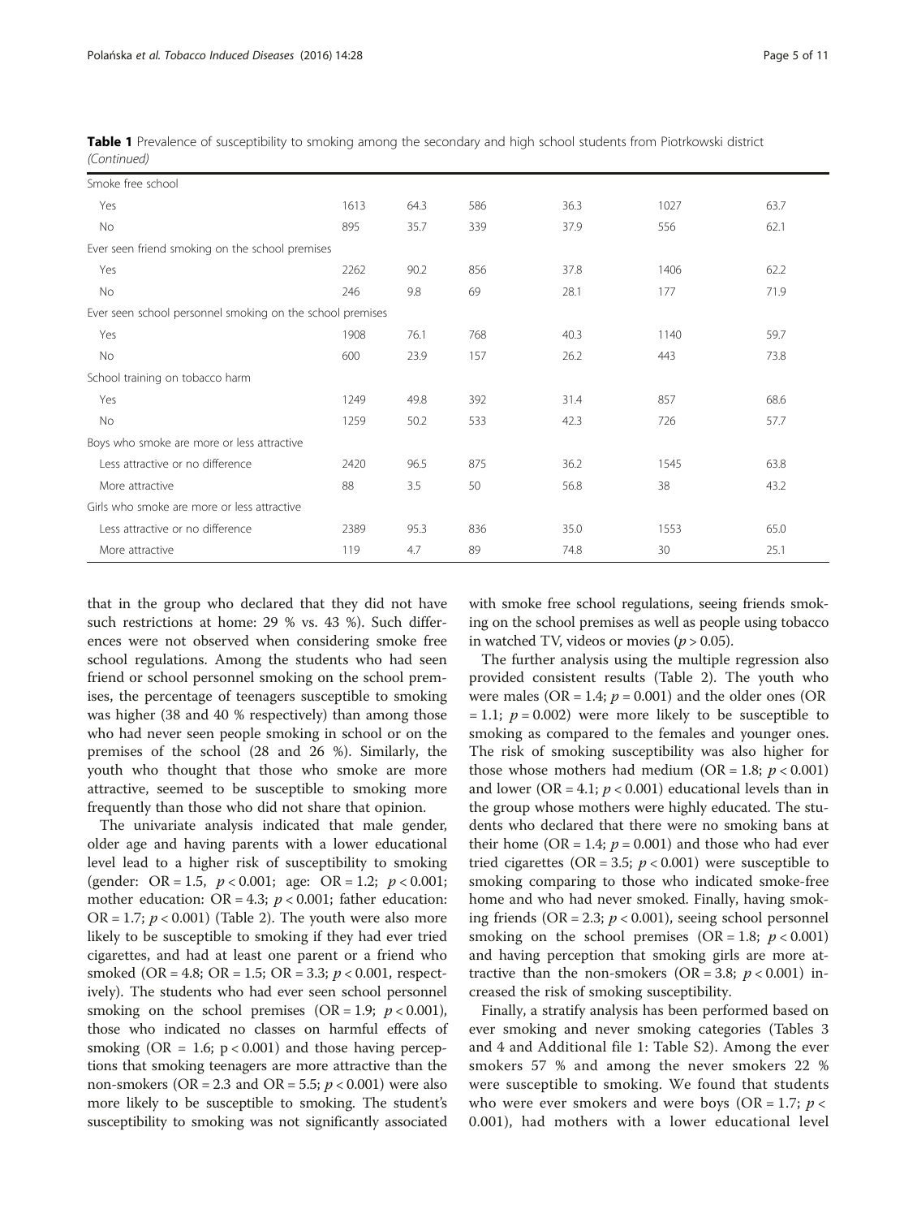**Table 1** Prevalence of susceptibility to smoking among the secondary and high school students from Piotrkowski district *(Continued)*

| | | | | | | |
|---|---|---|---|---|---|---|
| Smoke free school | | | | | | |
| Yes | 1613 | 64.3 | 586 | 36.3 | 1027 | 63.7 |
| No | 895 | 35.7 | 339 | 37.9 | 556 | 62.1 |
| Ever seen friend smoking on the school premises | | | | | | |
| Yes | 2262 | 90.2 | 856 | 37.8 | 1406 | 62.2 |
| No | 246 | 9.8 | 69 | 28.1 | 177 | 71.9 |
| Ever seen school personnel smoking on the school premises | | | | | | |
| Yes | 1908 | 76.1 | 768 | 40.3 | 1140 | 59.7 |
| No | 600 | 23.9 | 157 | 26.2 | 443 | 73.8 |
| School training on tobacco harm | | | | | | |
| Yes | 1249 | 49.8 | 392 | 31.4 | 857 | 68.6 |
| No | 1259 | 50.2 | 533 | 42.3 | 726 | 57.7 |
| Boys who smoke are more or less attractive | | | | | | |
| Less attractive or no difference | 2420 | 96.5 | 875 | 36.2 | 1545 | 63.8 |
| More attractive | 88 | 3.5 | 50 | 56.8 | 38 | 43.2 |
| Girls who smoke are more or less attractive | | | | | | |
| Less attractive or no difference | 2389 | 95.3 | 836 | 35.0 | 1553 | 65.0 |
| More attractive | 119 | 4.7 | 89 | 74.8 | 30 | 25.1 |

that in the group who declared that they did not have such restrictions at home: 29 % vs. 43 %). Such differences were not observed when considering smoke free school regulations. Among the students who had seen friend or school personnel smoking on the school premises, the percentage of teenagers susceptible to smoking was higher (38 and 40 % respectively) than among those who had never seen people smoking in school or on the premises of the school (28 and 26 %). Similarly, the youth who thought that those who smoke are more attractive, seemed to be susceptible to smoking more frequently than those who did not share that opinion.

The univariate analysis indicated that male gender, older age and having parents with a lower educational level lead to a higher risk of susceptibility to smoking (gender: OR = 1.5, $p < 0.001$; age: OR = 1.2; $p < 0.001$; mother education: OR = 4.3; $p < 0.001$; father education: OR = 1.7; $p < 0.001$) (Table 2). The youth were also more likely to be susceptible to smoking if they had ever tried cigarettes, and had at least one parent or a friend who smoked (OR = 4.8; OR = 1.5; OR = 3.3; $p < 0.001$, respectively). The students who had ever seen school personnel smoking on the school premises (OR = 1.9; $p < 0.001$), those who indicated no classes on harmful effects of smoking (OR = 1.6; $p < 0.001$) and those having perceptions that smoking teenagers are more attractive than the non-smokers (OR = 2.3 and OR = 5.5; $p < 0.001$) were also more likely to be susceptible to smoking. The student's susceptibility to smoking was not significantly associated with smoke free school regulations, seeing friends smoking on the school premises as well as people using tobacco in watched TV, videos or movies ($p > 0.05$).

The further analysis using the multiple regression also provided consistent results (Table 2). The youth who were males (OR = 1.4; $p = 0.001$) and the older ones (OR = 1.1; $p = 0.002$) were more likely to be susceptible to smoking as compared to the females and younger ones. The risk of smoking susceptibility was also higher for those whose mothers had medium (OR = 1.8; $p < 0.001$) and lower (OR = 4.1; $p < 0.001$) educational levels than in the group whose mothers were highly educated. The students who declared that there were no smoking bans at their home (OR = 1.4; $p = 0.001$) and those who had ever tried cigarettes (OR = 3.5; $p < 0.001$) were susceptible to smoking comparing to those who indicated smoke-free home and who had never smoked. Finally, having smoking friends (OR = 2.3; $p < 0.001$), seeing school personnel smoking on the school premises (OR = 1.8; $p < 0.001$) and having perception that smoking girls are more attractive than the non-smokers (OR = 3.8; $p < 0.001$) increased the risk of smoking susceptibility.

Finally, a stratify analysis has been performed based on ever smoking and never smoking categories (Tables 3 and 4 and Additional file 1: Table S2). Among the ever smokers 57 % and among the never smokers 22 % were susceptible to smoking. We found that students who were ever smokers and were boys (OR = 1.7; $p < 0.001$), had mothers with a lower educational level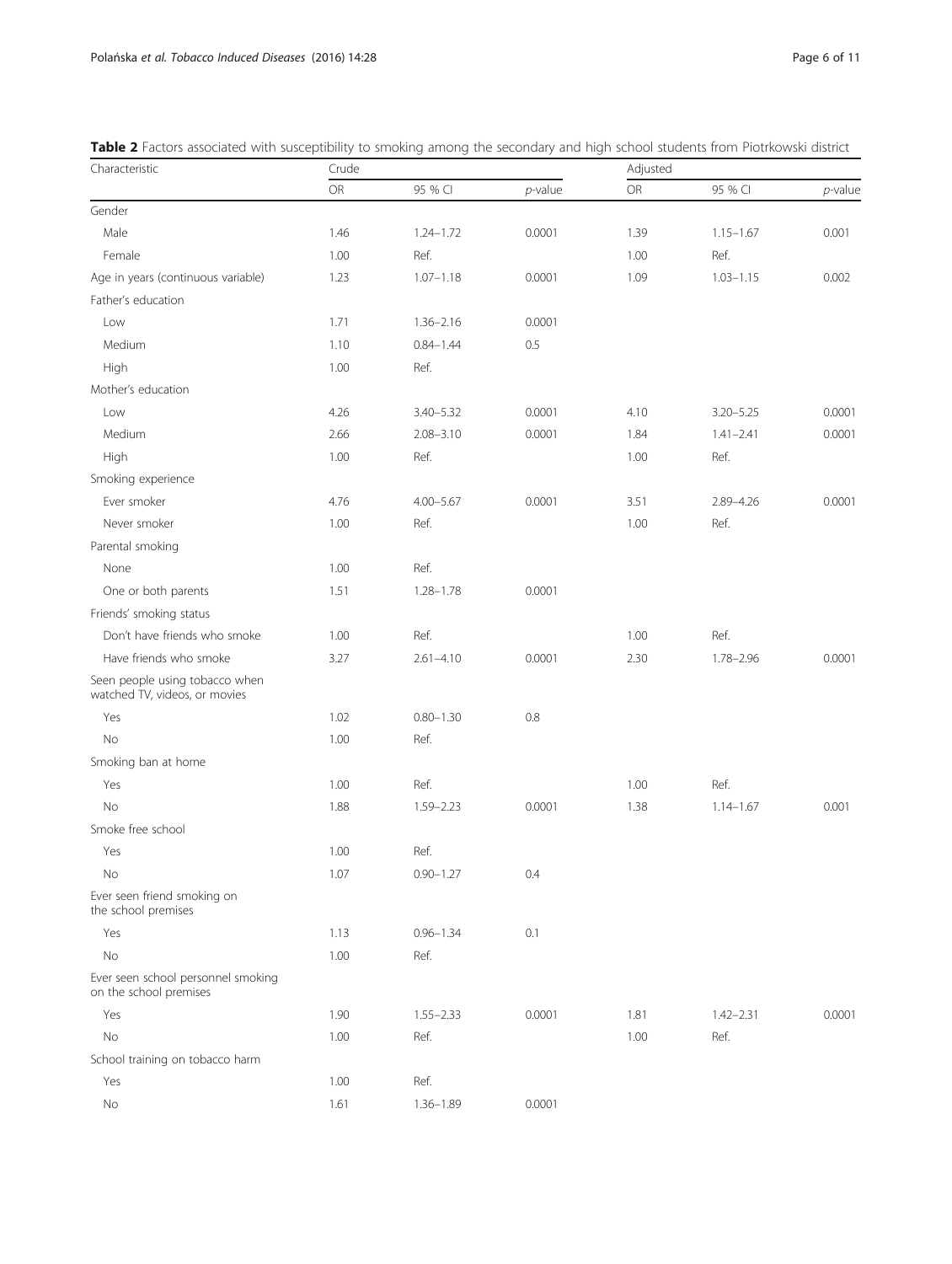**Table 2** Factors associated with susceptibility to smoking among the secondary and high school students from Piotrkowski district

| Characteristic | Crude | | | Adjusted | | |
|---|---|---|---|---|---|---|
| | OR | 95 % CI | *p*-value | OR | 95 % CI | *p*-value |
| Gender | | | | | | |
| Male | 1.46 | 1.24–1.72 | 0.0001 | 1.39 | 1.15–1.67 | 0.001 |
| Female | 1.00 | Ref. | | 1.00 | Ref. | |
| Age in years (continuous variable) | 1.23 | 1.07–1.18 | 0.0001 | 1.09 | 1.03–1.15 | 0.002 |
| Father's education | | | | | | |
| Low | 1.71 | 1.36–2.16 | 0.0001 | | | |
| Medium | 1.10 | 0.84–1.44 | 0.5 | | | |
| High | 1.00 | Ref. | | | | |
| Mother's education | | | | | | |
| Low | 4.26 | 3.40–5.32 | 0.0001 | 4.10 | 3.20–5.25 | 0.0001 |
| Medium | 2.66 | 2.08–3.10 | 0.0001 | 1.84 | 1.41–2.41 | 0.0001 |
| High | 1.00 | Ref. | | 1.00 | Ref. | |
| Smoking experience | | | | | | |
| Ever smoker | 4.76 | 4.00–5.67 | 0.0001 | 3.51 | 2.89–4.26 | 0.0001 |
| Never smoker | 1.00 | Ref. | | 1.00 | Ref. | |
| Parental smoking | | | | | | |
| None | 1.00 | Ref. | | | | |
| One or both parents | 1.51 | 1.28–1.78 | 0.0001 | | | |
| Friends' smoking status | | | | | | |
| Don't have friends who smoke | 1.00 | Ref. | | 1.00 | Ref. | |
| Have friends who smoke | 3.27 | 2.61–4.10 | 0.0001 | 2.30 | 1.78–2.96 | 0.0001 |
| Seen people using tobacco when watched TV, videos, or movies | | | | | | |
| Yes | 1.02 | 0.80–1.30 | 0.8 | | | |
| No | 1.00 | Ref. | | | | |
| Smoking ban at home | | | | | | |
| Yes | 1.00 | Ref. | | 1.00 | Ref. | |
| No | 1.88 | 1.59–2.23 | 0.0001 | 1.38 | 1.14–1.67 | 0.001 |
| Smoke free school | | | | | | |
| Yes | 1.00 | Ref. | | | | |
| No | 1.07 | 0.90–1.27 | 0.4 | | | |
| Ever seen friend smoking on the school premises | | | | | | |
| Yes | 1.13 | 0.96–1.34 | 0.1 | | | |
| No | 1.00 | Ref. | | | | |
| Ever seen school personnel smoking on the school premises | | | | | | |
| Yes | 1.90 | 1.55–2.33 | 0.0001 | 1.81 | 1.42–2.31 | 0.0001 |
| No | 1.00 | Ref. | | 1.00 | Ref. | |
| School training on tobacco harm | | | | | | |
| Yes | 1.00 | Ref. | | | | |
| No | 1.61 | 1.36–1.89 | 0.0001 | | | |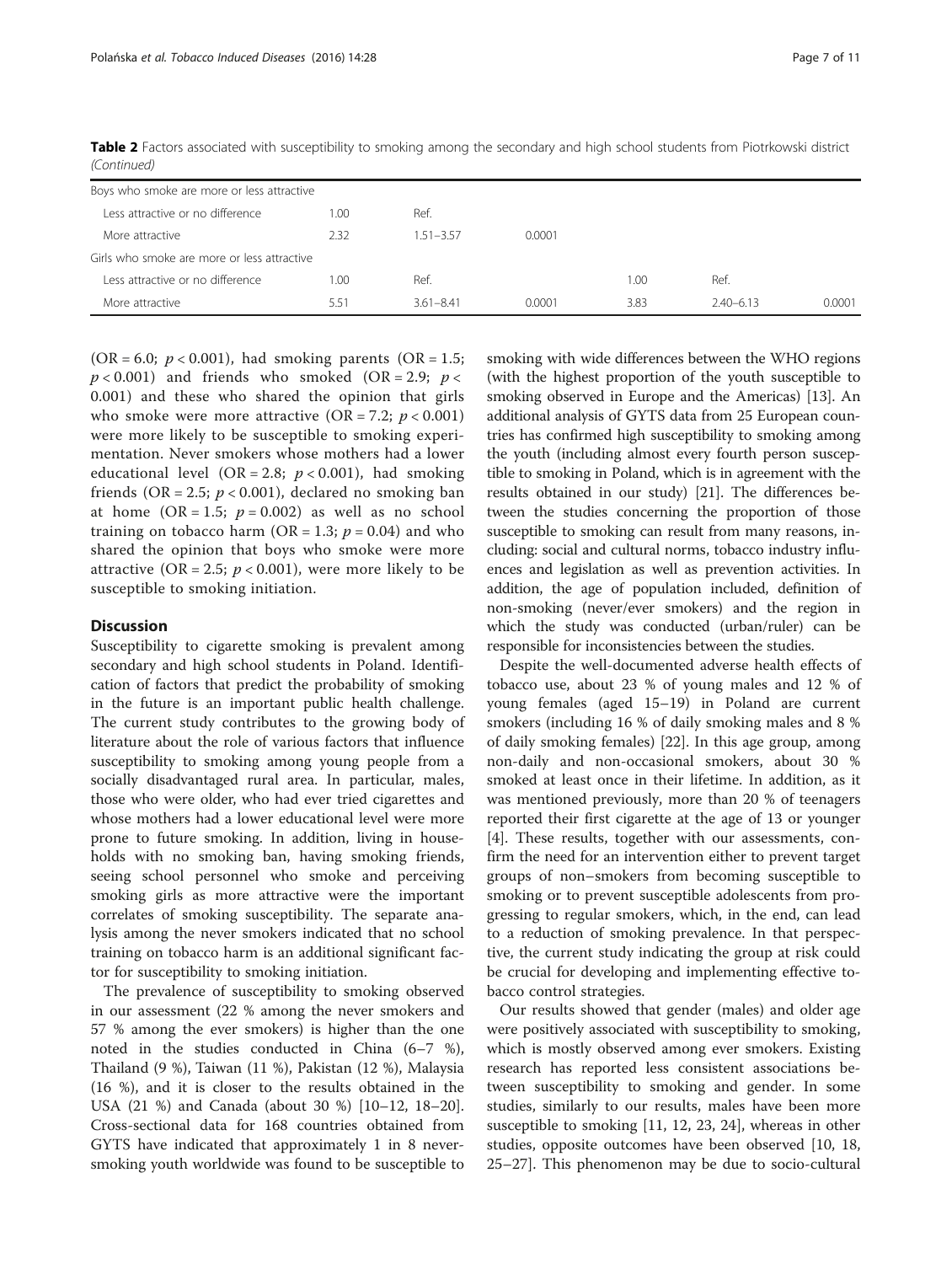**Table 2** Factors associated with susceptibility to smoking among the secondary and high school students from Piotrkowski district *(Continued)*

| | | | | | | |
|---|---|---|---|---|---|---|
| Boys who smoke are more or less attractive | | | | | | |
| Less attractive or no difference | 1.00 | Ref. | | | | |
| More attractive | 2.32 | 1.51–3.57 | 0.0001 | | | |
| Girls who smoke are more or less attractive | | | | | | |
| Less attractive or no difference | 1.00 | Ref. | | 1.00 | Ref. | |
| More attractive | 5.51 | 3.61–8.41 | 0.0001 | 3.83 | 2.40–6.13 | 0.0001 |

(OR = 6.0; $p < 0.001$), had smoking parents (OR = 1.5; $p < 0.001$) and friends who smoked (OR = 2.9; $p < 0.001$) and these who shared the opinion that girls who smoke were more attractive (OR = 7.2; $p < 0.001$) were more likely to be susceptible to smoking experimentation. Never smokers whose mothers had a lower educational level (OR = 2.8; $p < 0.001$), had smoking friends (OR = 2.5; $p < 0.001$), declared no smoking ban at home (OR = 1.5; $p = 0.002$) as well as no school training on tobacco harm (OR = 1.3; $p = 0.04$) and who shared the opinion that boys who smoke were more attractive (OR = 2.5; $p < 0.001$), were more likely to be susceptible to smoking initiation.

## Discussion

Susceptibility to cigarette smoking is prevalent among secondary and high school students in Poland. Identification of factors that predict the probability of smoking in the future is an important public health challenge. The current study contributes to the growing body of literature about the role of various factors that influence susceptibility to smoking among young people from a socially disadvantaged rural area. In particular, males, those who were older, who had ever tried cigarettes and whose mothers had a lower educational level were more prone to future smoking. In addition, living in households with no smoking ban, having smoking friends, seeing school personnel who smoke and perceiving smoking girls as more attractive were the important correlates of smoking susceptibility. The separate analysis among the never smokers indicated that no school training on tobacco harm is an additional significant factor for susceptibility to smoking initiation.

The prevalence of susceptibility to smoking observed in our assessment (22 % among the never smokers and 57 % among the ever smokers) is higher than the one noted in the studies conducted in China (6–7 %), Thailand (9 %), Taiwan (11 %), Pakistan (12 %), Malaysia (16 %), and it is closer to the results obtained in the USA (21 %) and Canada (about 30 %) [10–12, 18–20]. Cross-sectional data for 168 countries obtained from GYTS have indicated that approximately 1 in 8 never-smoking youth worldwide was found to be susceptible to smoking with wide differences between the WHO regions (with the highest proportion of the youth susceptible to smoking observed in Europe and the Americas) [13]. An additional analysis of GYTS data from 25 European countries has confirmed high susceptibility to smoking among the youth (including almost every fourth person susceptible to smoking in Poland, which is in agreement with the results obtained in our study) [21]. The differences between the studies concerning the proportion of those susceptible to smoking can result from many reasons, including: social and cultural norms, tobacco industry influences and legislation as well as prevention activities. In addition, the age of population included, definition of non-smoking (never/ever smokers) and the region in which the study was conducted (urban/ruler) can be responsible for inconsistencies between the studies.

Despite the well-documented adverse health effects of tobacco use, about 23 % of young males and 12 % of young females (aged 15–19) in Poland are current smokers (including 16 % of daily smoking males and 8 % of daily smoking females) [22]. In this age group, among non-daily and non-occasional smokers, about 30 % smoked at least once in their lifetime. In addition, as it was mentioned previously, more than 20 % of teenagers reported their first cigarette at the age of 13 or younger [4]. These results, together with our assessments, confirm the need for an intervention either to prevent target groups of non–smokers from becoming susceptible to smoking or to prevent susceptible adolescents from progressing to regular smokers, which, in the end, can lead to a reduction of smoking prevalence. In that perspective, the current study indicating the group at risk could be crucial for developing and implementing effective tobacco control strategies.

Our results showed that gender (males) and older age were positively associated with susceptibility to smoking, which is mostly observed among ever smokers. Existing research has reported less consistent associations between susceptibility to smoking and gender. In some studies, similarly to our results, males have been more susceptible to smoking [11, 12, 23, 24], whereas in other studies, opposite outcomes have been observed [10, 18, 25–27]. This phenomenon may be due to socio-cultural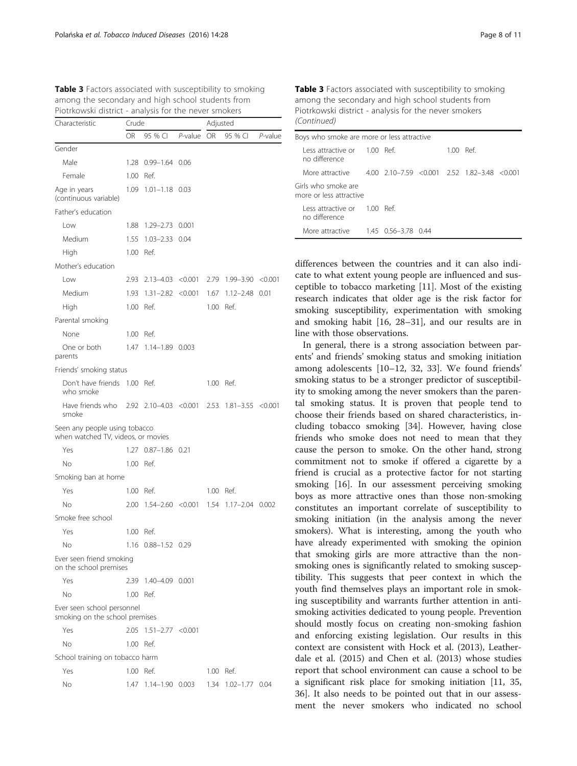**Table 3** Factors associated with susceptibility to smoking among the secondary and high school students from Piotrkowski district - analysis for the never smokers

| Characteristic | Crude | | | Adjusted | | |
|---|---|---|---|---|---|---|
| | OR | 95 % CI | *P*-value | OR | 95 % CI | *P*-value |
| Gender | | | | | | |
| Male | 1.28 | 0.99–1.64 | 0.06 | | | |
| Female | 1.00 | Ref. | | | | |
| Age in years (continuous variable) | 1.09 | 1.01–1.18 | 0.03 | | | |
| Father's education | | | | | | |
| Low | 1.88 | 1.29–2.73 | 0.001 | | | |
| Medium | 1.55 | 1.03–2.33 | 0.04 | | | |
| High | 1.00 | Ref. | | | | |
| Mother's education | | | | | | |
| Low | 2.93 | 2.13–4.03 | <0.001 | 2.79 | 1.99–3.90 | <0.001 |
| Medium | 1.93 | 1.31–2.82 | <0.001 | 1.67 | 1.12–2.48 | 0.01 |
| High | 1.00 | Ref. | | 1.00 | Ref. | |
| Parental smoking | | | | | | |
| None | 1.00 | Ref. | | | | |
| One or both parents | 1.47 | 1.14–1.89 | 0.003 | | | |
| Friends' smoking status | | | | | | |
| Don't have friends who smoke | 1.00 | Ref. | | 1.00 | Ref. | |
| Have friends who smoke | 2.92 | 2.10–4.03 | <0.001 | 2.53 | 1.81–3.55 | <0.001 |
| Seen any people using tobacco when watched TV, videos, or movies | | | | | | |
| Yes | 1.27 | 0.87–1.86 | 0.21 | | | |
| No | 1.00 | Ref. | | | | |
| Smoking ban at home | | | | | | |
| Yes | 1.00 | Ref. | | 1.00 | Ref. | |
| No | 2.00 | 1.54–2.60 | <0.001 | 1.54 | 1.17–2.04 | 0.002 |
| Smoke free school | | | | | | |
| Yes | 1.00 | Ref. | | | | |
| No | 1.16 | 0.88–1.52 | 0.29 | | | |
| Ever seen friend smoking on the school premises | | | | | | |
| Yes | 2.39 | 1.40–4.09 | 0.001 | | | |
| No | 1.00 | Ref. | | | | |
| Ever seen school personnel smoking on the school premises | | | | | | |
| Yes | 2.05 | 1.51–2.77 | <0.001 | | | |
| No | 1.00 | Ref. | | | | |
| School training on tobacco harm | | | | | | |
| Yes | 1.00 | Ref. | | 1.00 | Ref. | |
| No | 1.47 | 1.14–1.90 | 0.003 | 1.34 | 1.02–1.77 | 0.04 |
| Boys who smoke are more or less attractive | | | | | | |
| Less attractive or no difference | 1.00 | Ref. | | 1.00 | Ref. | |
| More attractive | 4.00 | 2.10–7.59 | <0.001 | 2.52 | 1.82–3.48 | <0.001 |
| Girls who smoke are more or less attractive | | | | | | |
| Less attractive or no difference | 1.00 | Ref. | | | | |
| More attractive | 1.45 | 0.56–3.78 | 0.44 | | | |

differences between the countries and it can also indicate to what extent young people are influenced and susceptible to tobacco marketing [11]. Most of the existing research indicates that older age is the risk factor for smoking susceptibility, experimentation with smoking and smoking habit [16, 28–31], and our results are in line with those observations.

In general, there is a strong association between parents' and friends' smoking status and smoking initiation among adolescents [10–12, 32, 33]. We found friends' smoking status to be a stronger predictor of susceptibility to smoking among the never smokers than the parental smoking status. It is proven that people tend to choose their friends based on shared characteristics, including tobacco smoking [34]. However, having close friends who smoke does not need to mean that they cause the person to smoke. On the other hand, strong commitment not to smoke if offered a cigarette by a friend is crucial as a protective factor for not starting smoking [16]. In our assessment perceiving smoking boys as more attractive ones than those non-smoking constitutes an important correlate of susceptibility to smoking initiation (in the analysis among the never smokers). What is interesting, among the youth who have already experimented with smoking the opinion that smoking girls are more attractive than the non-smoking ones is significantly related to smoking susceptibility. This suggests that peer context in which the youth find themselves plays an important role in smoking susceptibility and warrants further attention in anti-smoking activities dedicated to young people. Prevention should mostly focus on creating non-smoking fashion and enforcing existing legislation. Our results in this context are consistent with Hock et al. (2013), Leatherdale et al. (2015) and Chen et al. (2013) whose studies report that school environment can cause a school to be a significant risk place for smoking initiation [11, 35, 36]. It also needs to be pointed out that in our assessment the never smokers who indicated no school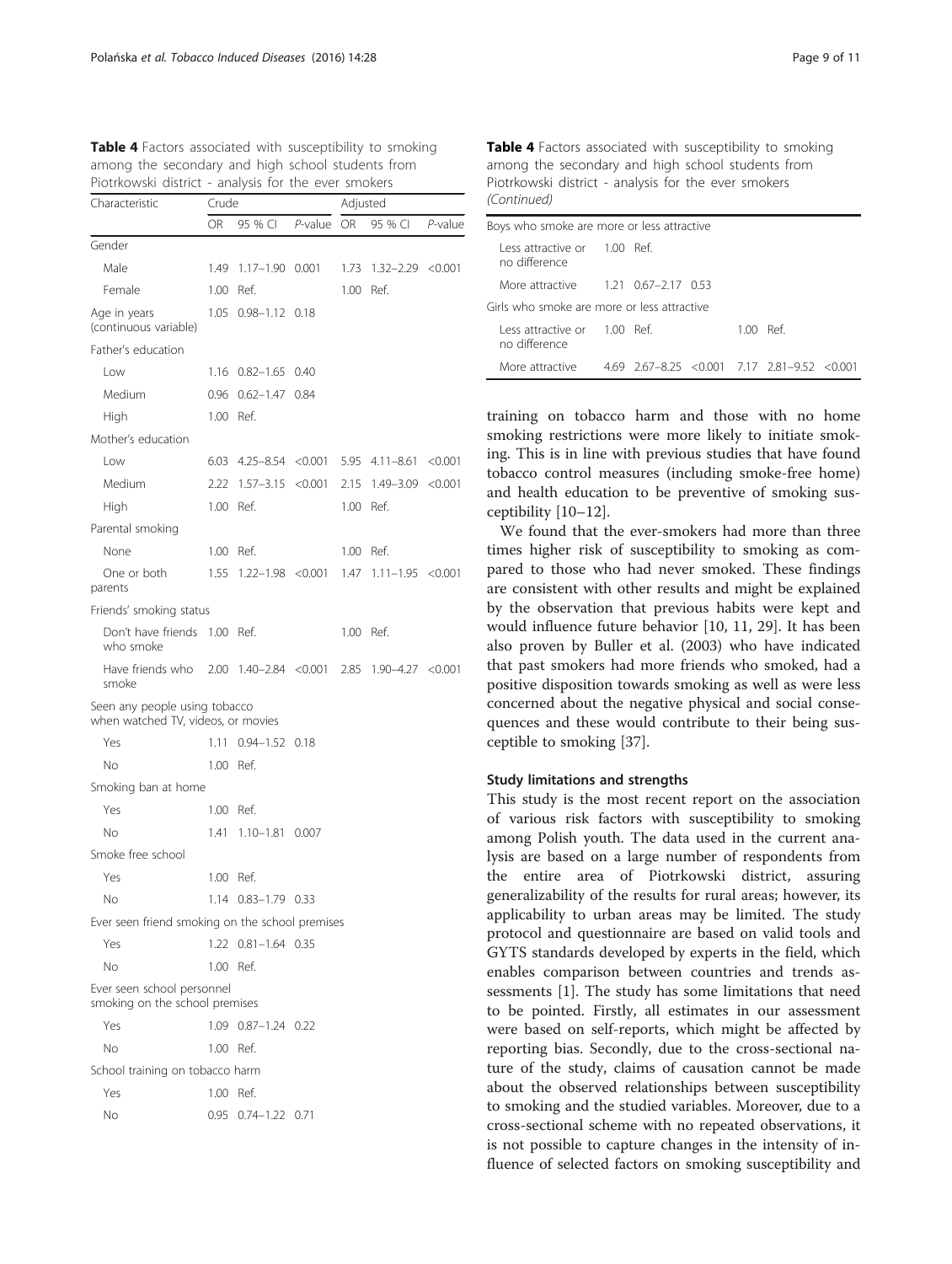**Table 4** Factors associated with susceptibility to smoking among the secondary and high school students from Piotrkowski district - analysis for the ever smokers

| Characteristic | Crude | | | Adjusted | | |
|---|---|---|---|---|---|---|
| | OR | 95 % CI | *P*-value | OR | 95 % CI | *P*-value |
| Gender | | | | | | |
| Male | 1.49 | 1.17–1.90 | 0.001 | 1.73 | 1.32–2.29 | <0.001 |
| Female | 1.00 | Ref. | | 1.00 | Ref. | |
| Age in years (continuous variable) | 1.05 | 0.98–1.12 | 0.18 | | | |
| Father's education | | | | | | |
| Low | 1.16 | 0.82–1.65 | 0.40 | | | |
| Medium | 0.96 | 0.62–1.47 | 0.84 | | | |
| High | 1.00 | Ref. | | | | |
| Mother's education | | | | | | |
| Low | 6.03 | 4.25–8.54 | <0.001 | 5.95 | 4.11–8.61 | <0.001 |
| Medium | 2.22 | 1.57–3.15 | <0.001 | 2.15 | 1.49–3.09 | <0.001 |
| High | 1.00 | Ref. | | 1.00 | Ref. | |
| Parental smoking | | | | | | |
| None | 1.00 | Ref. | | 1.00 | Ref. | |
| One or both parents | 1.55 | 1.22–1.98 | <0.001 | 1.47 | 1.11–1.95 | <0.001 |
| Friends' smoking status | | | | | | |
| Don't have friends who smoke | 1.00 | Ref. | | 1.00 | Ref. | |
| Have friends who smoke | 2.00 | 1.40–2.84 | <0.001 | 2.85 | 1.90–4.27 | <0.001 |
| Seen any people using tobacco when watched TV, videos, or movies | | | | | | |
| Yes | 1.11 | 0.94–1.52 | 0.18 | | | |
| No | 1.00 | Ref. | | | | |
| Smoking ban at home | | | | | | |
| Yes | 1.00 | Ref. | | | | |
| No | 1.41 | 1.10–1.81 | 0.007 | | | |
| Smoke free school | | | | | | |
| Yes | 1.00 | Ref. | | | | |
| No | 1.14 | 0.83–1.79 | 0.33 | | | |
| Ever seen friend smoking on the school premises | | | | | | |
| Yes | 1.22 | 0.81–1.64 | 0.35 | | | |
| No | 1.00 | Ref. | | | | |
| Ever seen school personnel smoking on the school premises | | | | | | |
| Yes | 1.09 | 0.87–1.24 | 0.22 | | | |
| No | 1.00 | Ref. | | | | |
| School training on tobacco harm | | | | | | |
| Yes | 1.00 | Ref. | | | | |
| No | 0.95 | 0.74–1.22 | 0.71 | | | |
| Boys who smoke are more or less attractive | | | | | | |
| Less attractive or no difference | 1.00 | Ref. | | | | |
| More attractive | 1.21 | 0.67–2.17 | 0.53 | | | |
| Girls who smoke are more or less attractive | | | | | | |
| Less attractive or no difference | 1.00 | Ref. | | 1.00 | Ref. | |
| More attractive | 4.69 | 2.67–8.25 | <0.001 | 7.17 | 2.81–9.52 | <0.001 |

training on tobacco harm and those with no home smoking restrictions were more likely to initiate smoking. This is in line with previous studies that have found tobacco control measures (including smoke-free home) and health education to be preventive of smoking susceptibility [10–12].

We found that the ever-smokers had more than three times higher risk of susceptibility to smoking as compared to those who had never smoked. These findings are consistent with other results and might be explained by the observation that previous habits were kept and would influence future behavior [10, 11, 29]. It has been also proven by Buller et al. (2003) who have indicated that past smokers had more friends who smoked, had a positive disposition towards smoking as well as were less concerned about the negative physical and social consequences and these would contribute to their being susceptible to smoking [37].

### Study limitations and strengths

This study is the most recent report on the association of various risk factors with susceptibility to smoking among Polish youth. The data used in the current analysis are based on a large number of respondents from the entire area of Piotrkowski district, assuring generalizability of the results for rural areas; however, its applicability to urban areas may be limited. The study protocol and questionnaire are based on valid tools and GYTS standards developed by experts in the field, which enables comparison between countries and trends assessments [1]. The study has some limitations that need to be pointed. Firstly, all estimates in our assessment were based on self-reports, which might be affected by reporting bias. Secondly, due to the cross-sectional nature of the study, claims of causation cannot be made about the observed relationships between susceptibility to smoking and the studied variables. Moreover, due to a cross-sectional scheme with no repeated observations, it is not possible to capture changes in the intensity of influence of selected factors on smoking susceptibility and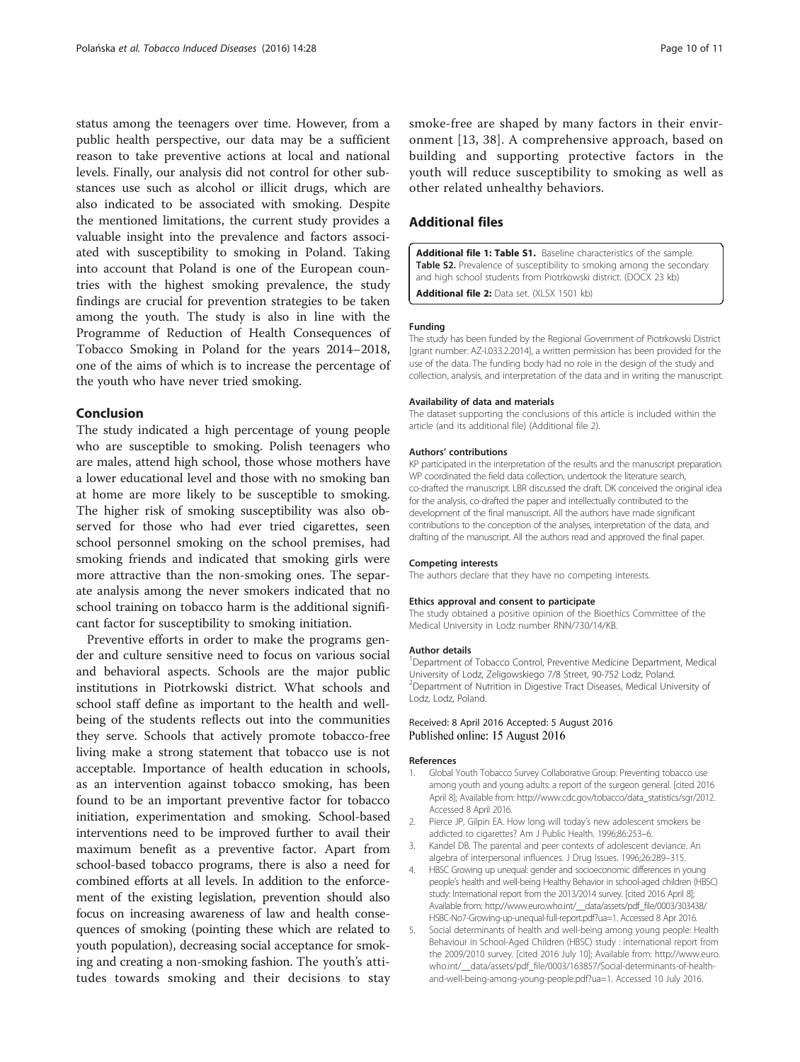status among the teenagers over time. However, from a public health perspective, our data may be a sufficient reason to take preventive actions at local and national levels. Finally, our analysis did not control for other substances use such as alcohol or illicit drugs, which are also indicated to be associated with smoking. Despite the mentioned limitations, the current study provides a valuable insight into the prevalence and factors associated with susceptibility to smoking in Poland. Taking into account that Poland is one of the European countries with the highest smoking prevalence, the study findings are crucial for prevention strategies to be taken among the youth. The study is also in line with the Programme of Reduction of Health Consequences of Tobacco Smoking in Poland for the years 2014–2018, one of the aims of which is to increase the percentage of the youth who have never tried smoking.

## Conclusion

The study indicated a high percentage of young people who are susceptible to smoking. Polish teenagers who are males, attend high school, those whose mothers have a lower educational level and those with no smoking ban at home are more likely to be susceptible to smoking. The higher risk of smoking susceptibility was also observed for those who had ever tried cigarettes, seen school personnel smoking on the school premises, had smoking friends and indicated that smoking girls were more attractive than the non-smoking ones. The separate analysis among the never smokers indicated that no school training on tobacco harm is the additional significant factor for susceptibility to smoking initiation.

Preventive efforts in order to make the programs gender and culture sensitive need to focus on various social and behavioral aspects. Schools are the major public institutions in Piotrkowski district. What schools and school staff define as important to the health and well-being of the students reflects out into the communities they serve. Schools that actively promote tobacco-free living make a strong statement that tobacco use is not acceptable. Importance of health education in schools, as an intervention against tobacco smoking, has been found to be an important preventive factor for tobacco initiation, experimentation and smoking. School-based interventions need to be improved further to avail their maximum benefit as a preventive factor. Apart from school-based tobacco programs, there is also a need for combined efforts at all levels. In addition to the enforcement of the existing legislation, prevention should also focus on increasing awareness of law and health consequences of smoking (pointing these which are related to youth population), decreasing social acceptance for smoking and creating a non-smoking fashion. The youth's attitudes towards smoking and their decisions to stay smoke-free are shaped by many factors in their environment [13, 38]. A comprehensive approach, based on building and supporting protective factors in the youth will reduce susceptibility to smoking as well as other related unhealthy behaviors.

## Additional files

**Additional file 1: Table S1.** Baseline characteristics of the sample. **Table S2.** Prevalence of susceptibility to smoking among the secondary and high school students from Piotrkowski district. (DOCX 23 kb)

**Additional file 2:** Data set. (XLSX 1501 kb)

#### Funding

The study has been funded by the Regional Government of Piotrkowski District [grant number: AZ-I.033.2.2014], a written permission has been provided for the use of the data. The funding body had no role in the design of the study and collection, analysis, and interpretation of the data and in writing the manuscript.

#### Availability of data and materials

The dataset supporting the conclusions of this article is included within the article (and its additional file) (Additional file 2).

#### Authors' contributions

KP participated in the interpretation of the results and the manuscript preparation. WP coordinated the field data collection, undertook the literature search, co-drafted the manuscript. LBR discussed the draft. DK conceived the original idea for the analysis, co-drafted the paper and intellectually contributed to the development of the final manuscript. All the authors have made significant contributions to the conception of the analyses, interpretation of the data, and drafting of the manuscript. All the authors read and approved the final paper.

#### Competing interests

The authors declare that they have no competing interests.

#### Ethics approval and consent to participate

The study obtained a positive opinion of the Bioethics Committee of the Medical University in Lodz number RNN/730/14/KB.

#### Author details

[1]Department of Tobacco Control, Preventive Medicine Department, Medical University of Lodz, Zeligowskiego 7/8 Street, 90-752 Lodz, Poland. [2]Department of Nutrition in Digestive Tract Diseases, Medical University of Lodz, Lodz, Poland.

Received: 8 April 2016 Accepted: 5 August 2016
Published online: 15 August 2016

#### References

1. Global Youth Tobacco Survey Collaborative Group: Preventing tobacco use among youth and young adults: a report of the surgeon general. [cited 2016 April 8]; Available from: http://www.cdc.gov/tobacco/data_statistics/sgr/2012. Accessed 8 April 2016.
2. Pierce JP, Gilpin EA. How long will today's new adolescent smokers be addicted to cigarettes? Am J Public Health. 1996;86:253–6.
3. Kandel DB. The parental and peer contexts of adolescent deviance. An algebra of interpersonal influences. J Drug Issues. 1996;26:289–315.
4. HBSC Growing up unequal: gender and socioeconomic differences in young people's health and well-being Healthy Behavior in school-aged children (HBSC) study: International report from the 2013/2014 survey. [cited 2016 April 8]; Available from: http://www.euro.who.int/__data/assets/pdf_file/0003/303438/HSBC-No7-Growing-up-unequal-full-report.pdf?ua=1. Accessed 8 Apr 2016.
5. Social determinants of health and well-being among young people: Health Behaviour in School-Aged Children (HBSC) study : international report from the 2009/2010 survey. [cited 2016 July 10]; Available from: http://www.euro.who.int/__data/assets/pdf_file/0003/163857/Social-determinants-of-health-and-well-being-among-young-people.pdf?ua=1. Accessed 10 July 2016.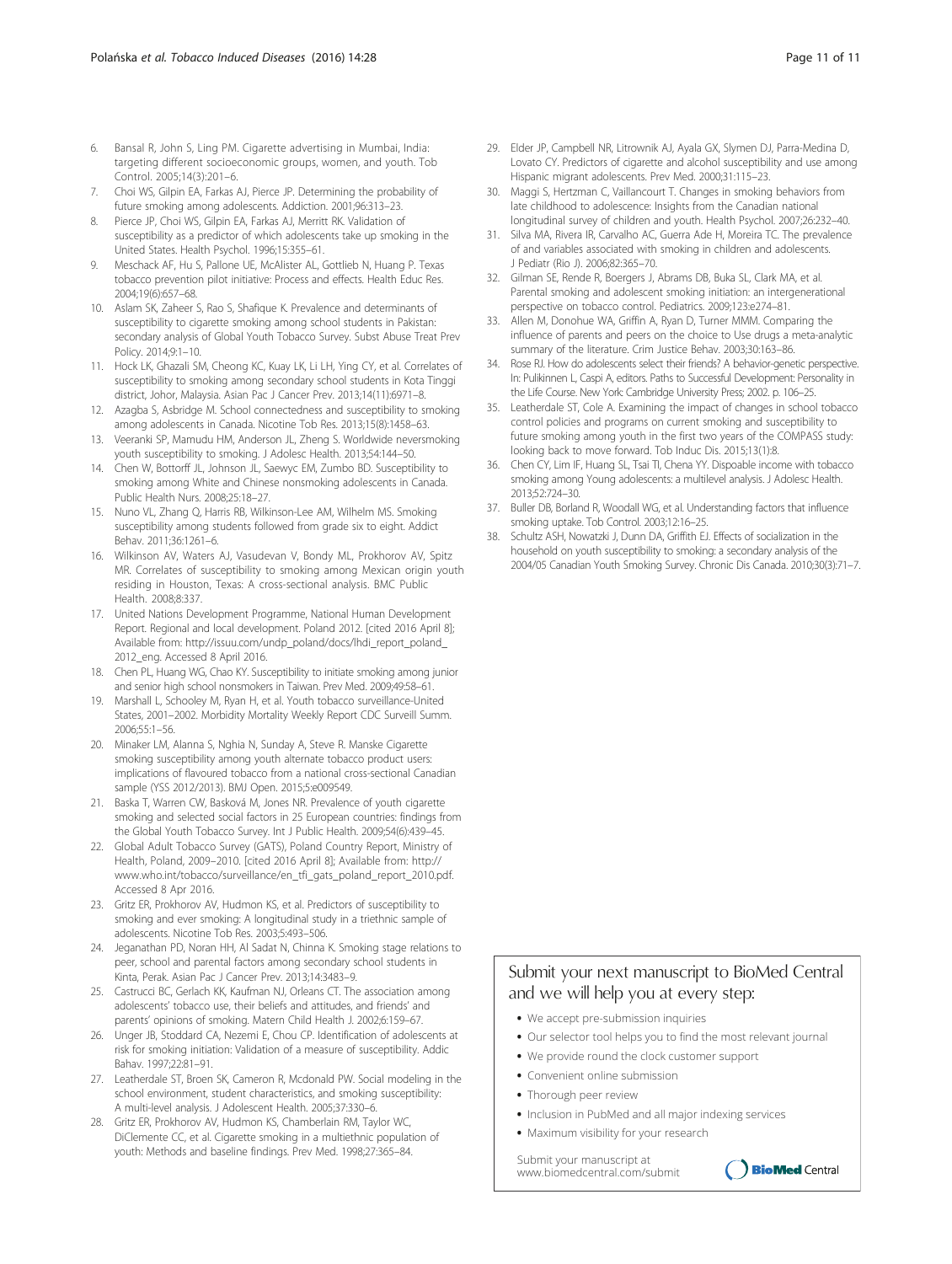6. Bansal R, John S, Ling PM. Cigarette advertising in Mumbai, India: targeting different socioeconomic groups, women, and youth. Tob Control. 2005;14(3):201–6.
7. Choi WS, Gilpin EA, Farkas AJ, Pierce JP. Determining the probability of future smoking among adolescents. Addiction. 2001;96:313–23.
8. Pierce JP, Choi WS, Gilpin EA, Farkas AJ, Merritt RK. Validation of susceptibility as a predictor of which adolescents take up smoking in the United States. Health Psychol. 1996;15:355–61.
9. Meschack AF, Hu S, Pallone UE, McAlister AL, Gottlieb N, Huang P. Texas tobacco prevention pilot initiative: Process and effects. Health Educ Res. 2004;19(6):657–68.
10. Aslam SK, Zaheer S, Rao S, Shafique K. Prevalence and determinants of susceptibility to cigarette smoking among school students in Pakistan: secondary analysis of Global Youth Tobacco Survey. Subst Abuse Treat Prev Policy. 2014;9:1–10.
11. Hock LK, Ghazali SM, Cheong KC, Kuay LK, Li LH, Ying CY, et al. Correlates of susceptibility to smoking among secondary school students in Kota Tinggi district, Johor, Malaysia. Asian Pac J Cancer Prev. 2013;14(11):6971–8.
12. Azagba S, Asbridge M. School connectedness and susceptibility to smoking among adolescents in Canada. Nicotine Tob Res. 2013;15(8):1458–63.
13. Veeranki SP, Mamudu HM, Anderson JL, Zheng S. Worldwide neversmoking youth susceptibility to smoking. J Adolesc Health. 2013;54:144–50.
14. Chen W, Bottorff JL, Johnson JL, Saewyc EM, Zumbo BD. Susceptibility to smoking among White and Chinese nonsmoking adolescents in Canada. Public Health Nurs. 2008;25:18–27.
15. Nuno VL, Zhang Q, Harris RB, Wilkinson-Lee AM, Wilhelm MS. Smoking susceptibility among students followed from grade six to eight. Addict Behav. 2011;36:1261–6.
16. Wilkinson AV, Waters AJ, Vasudevan V, Bondy ML, Prokhorov AV, Spitz MR. Correlates of susceptibility to smoking among Mexican origin youth residing in Houston, Texas: A cross-sectional analysis. BMC Public Health. 2008;8:337.
17. United Nations Development Programme, National Human Development Report. Regional and local development. Poland 2012. [cited 2016 April 8]; Available from: http://issuu.com/undp_poland/docs/lhdi_report_poland_2012_eng. Accessed 8 April 2016.
18. Chen PL, Huang WG, Chao KY. Susceptibility to initiate smoking among junior and senior high school nonsmokers in Taiwan. Prev Med. 2009;49:58–61.
19. Marshall L, Schooley M, Ryan H, et al. Youth tobacco surveillance-United States, 2001–2002. Morbidity Mortality Weekly Report CDC Surveill Summ. 2006;55:1–56.
20. Minaker LM, Alanna S, Nghia N, Sunday A, Steve R. Manske Cigarette smoking susceptibility among youth alternate tobacco product users: implications of flavoured tobacco from a national cross-sectional Canadian sample (YSS 2012/2013). BMJ Open. 2015;5:e009549.
21. Baska T, Warren CW, Basková M, Jones NR. Prevalence of youth cigarette smoking and selected social factors in 25 European countries: findings from the Global Youth Tobacco Survey. Int J Public Health. 2009;54(6):439–45.
22. Global Adult Tobacco Survey (GATS), Poland Country Report, Ministry of Health, Poland, 2009–2010. [cited 2016 April 8]; Available from: http://www.who.int/tobacco/surveillance/en_tfi_gats_poland_report_2010.pdf. Accessed 8 Apr 2016.
23. Gritz ER, Prokhorov AV, Hudmon KS, et al. Predictors of susceptibility to smoking and ever smoking: A longitudinal study in a triethnic sample of adolescents. Nicotine Tob Res. 2003;5:493–506.
24. Jeganathan PD, Noran HH, Al Sadat N, Chinna K. Smoking stage relations to peer, school and parental factors among secondary school students in Kinta, Perak. Asian Pac J Cancer Prev. 2013;14:3483–9.
25. Castrucci BC, Gerlach KK, Kaufman NJ, Orleans CT. The association among adolescents' tobacco use, their beliefs and attitudes, and friends' and parents' opinions of smoking. Matern Child Health J. 2002;6:159–67.
26. Unger JB, Stoddard CA, Nezemi E, Chou CP. Identification of adolescents at risk for smoking initiation: Validation of a measure of susceptibility. Addic Bahav. 1997;22:81–91.
27. Leatherdale ST, Broen SK, Cameron R, Mcdonald PW. Social modeling in the school environment, student characteristics, and smoking susceptibility: A multi-level analysis. J Adolescent Health. 2005;37:330–6.
28. Gritz ER, Prokhorov AV, Hudmon KS, Chamberlain RM, Taylor WC, DiClemente CC, et al. Cigarette smoking in a multiethnic population of youth: Methods and baseline findings. Prev Med. 1998;27:365–84.
29. Elder JP, Campbell NR, Litrownik AJ, Ayala GX, Slymen DJ, Parra-Medina D, Lovato CY. Predictors of cigarette and alcohol susceptibility and use among Hispanic migrant adolescents. Prev Med. 2000;31:115–23.
30. Maggi S, Hertzman C, Vaillancourt T. Changes in smoking behaviors from late childhood to adolescence: Insights from the Canadian national longitudinal survey of children and youth. Health Psychol. 2007;26:232–40.
31. Silva MA, Rivera IR, Carvalho AC, Guerra Ade H, Moreira TC. The prevalence of and variables associated with smoking in children and adolescents. J Pediatr (Rio J). 2006;82:365–70.
32. Gilman SE, Rende R, Boergers J, Abrams DB, Buka SL, Clark MA, et al. Parental smoking and adolescent smoking initiation: an intergenerational perspective on tobacco control. Pediatrics. 2009;123:e274–81.
33. Allen M, Donohue WA, Griffin A, Ryan D, Turner MMM. Comparing the influence of parents and peers on the choice to Use drugs a meta-analytic summary of the literature. Crim Justice Behav. 2003;30:163–86.
34. Rose RJ. How do adolescents select their friends? A behavior-genetic perspective. In: Pulkinnen L, Caspi A, editors. Paths to Successful Development: Personality in the Life Course. New York: Cambridge University Press; 2002. p. 106–25.
35. Leatherdale ST, Cole A. Examining the impact of changes in school tobacco control policies and programs on current smoking and susceptibility to future smoking among youth in the first two years of the COMPASS study: looking back to move forward. Tob Induc Dis. 2015;13(1):8.
36. Chen CY, Lim IF, Huang SL, Tsai TI, Chena YY. Dispoable income with tobacco smoking among Young adolescents: a multilevel analysis. J Adolesc Health. 2013;52:724–30.
37. Buller DB, Borland R, Woodall WG, et al. Understanding factors that influence smoking uptake. Tob Control. 2003;12:16–25.
38. Schultz ASH, Nowatzki J, Dunn DA, Griffith EJ. Effects of socialization in the household on youth susceptibility to smoking: a secondary analysis of the 2004/05 Canadian Youth Smoking Survey. Chronic Dis Canada. 2010;30(3):71–7.

Submit your next manuscript to BioMed Central and we will help you at every step:

- We accept pre-submission inquiries
- Our selector tool helps you to find the most relevant journal
- We provide round the clock customer support
- Convenient online submission
- Thorough peer review
- Inclusion in PubMed and all major indexing services
- Maximum visibility for your research

Submit your manuscript at www.biomedcentral.com/submit

BioMed Central